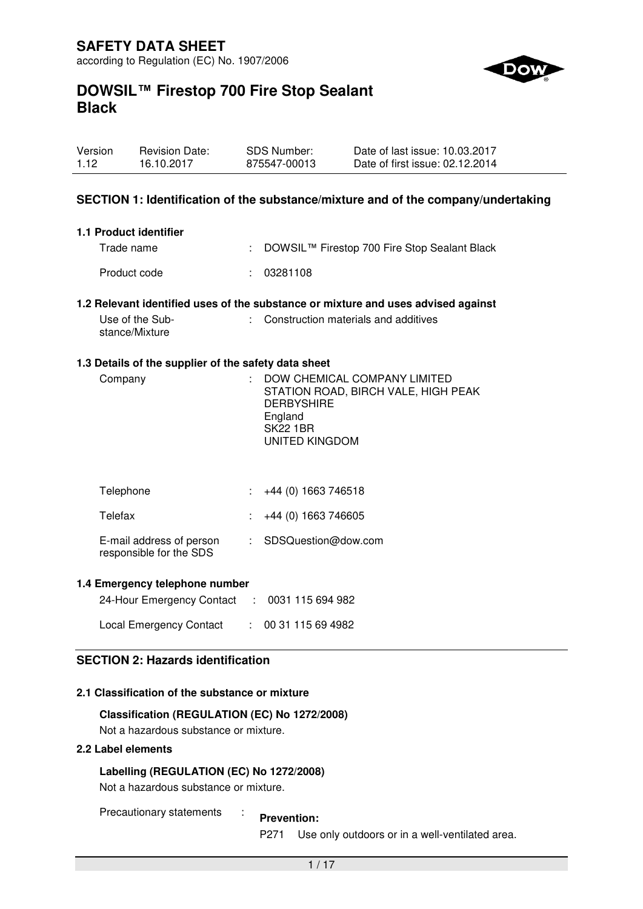# SAFETY DATA SHEET

according to Regulation (EC) No. 1907/2006

# DOWSIL™ Firestop 700 Fire Stop Sealant Black

| Version | Revision Date: | SDS Number: | Date of last issue: 10.03.2017 |
|---|---|---|---|
| 1.12 | 16.10.2017 | 875547-00013 | Date of first issue: 02.12.2014 |

## SECTION 1: Identification of the substance/mixture and of the company/undertaking

### 1.1 Product identifier

Trade name : DOWSIL™ Firestop 700 Fire Stop Sealant Black

Product code : 03281108

### 1.2 Relevant identified uses of the substance or mixture and uses advised against

Use of the Substance/Mixture : Construction materials and additives

### 1.3 Details of the supplier of the safety data sheet

Company : DOW CHEMICAL COMPANY LIMITED
STATION ROAD, BIRCH VALE, HIGH PEAK
DERBYSHIRE
England
SK22 1BR
UNITED KINGDOM

Telephone : +44 (0) 1663 746518

Telefax : +44 (0) 1663 746605

E-mail address of person responsible for the SDS : SDSQuestion@dow.com

### 1.4 Emergency telephone number

24-Hour Emergency Contact : 0031 115 694 982

Local Emergency Contact : 00 31 115 69 4982

## SECTION 2: Hazards identification

### 2.1 Classification of the substance or mixture

**Classification (REGULATION (EC) No 1272/2008)**

Not a hazardous substance or mixture.

### 2.2 Label elements

**Labelling (REGULATION (EC) No 1272/2008)**

Not a hazardous substance or mixture.

Precautionary statements :

**Prevention:**

P271 Use only outdoors or in a well-ventilated area.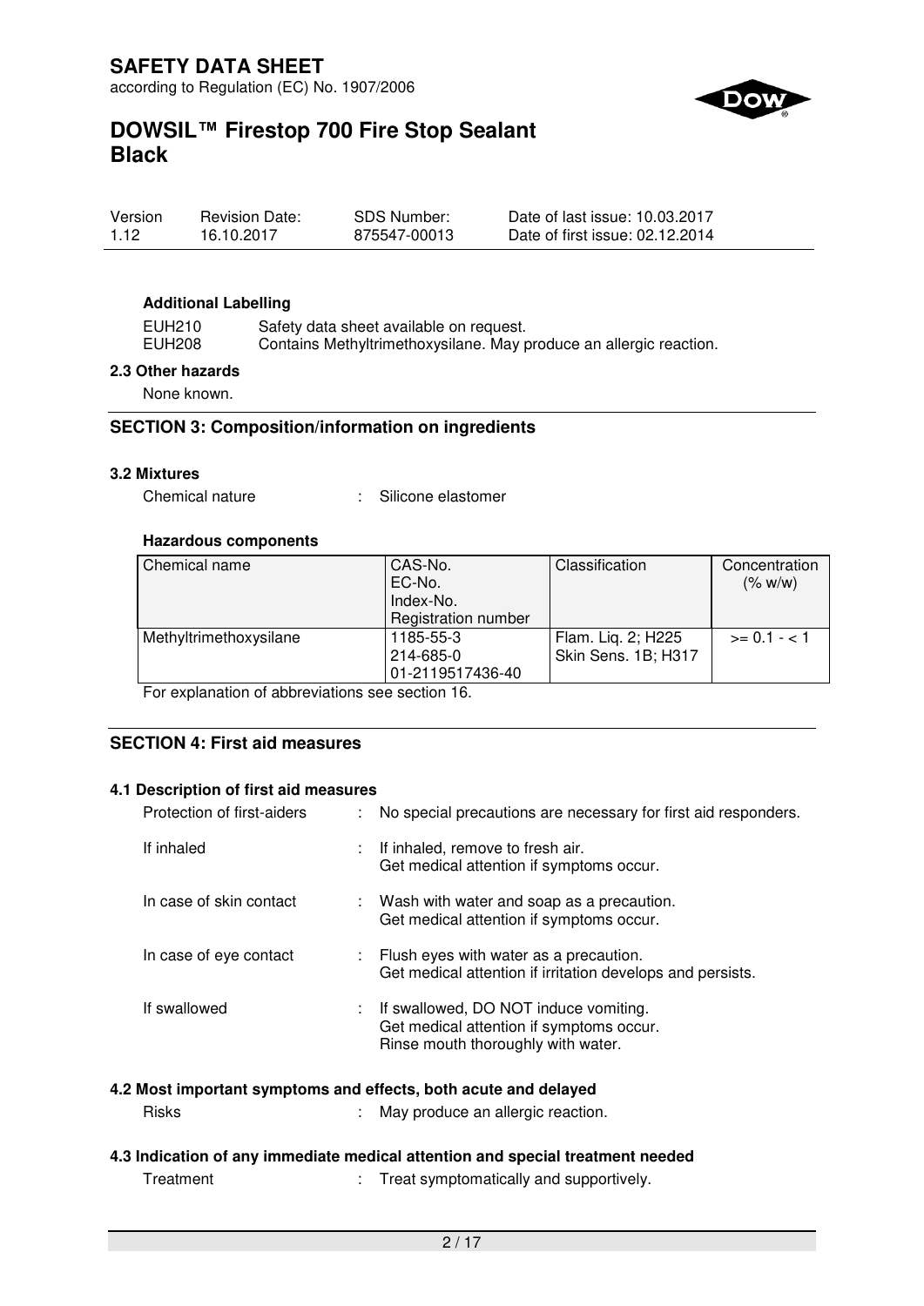### Additional Labelling

EUH210 Safety data sheet available on request.
EUH208 Contains Methyltrimethoxysilane. May produce an allergic reaction.

### 2.3 Other hazards

None known.

## SECTION 3: Composition/information on ingredients

### 3.2 Mixtures

Chemical nature : Silicone elastomer

**Hazardous components**

| Chemical name | CAS-No.<br>EC-No.<br>Index-No.<br>Registration number | Classification | Concentration (% w/w) |
|---|---|---|---|
| Methyltrimethoxysilane | 1185-55-3<br>214-685-0<br>01-2119517436-40 | Flam. Liq. 2; H225<br>Skin Sens. 1B; H317 | >= 0.1 - < 1 |

For explanation of abbreviations see section 16.

## SECTION 4: First aid measures

### 4.1 Description of first aid measures

Protection of first-aiders : No special precautions are necessary for first aid responders.

If inhaled : If inhaled, remove to fresh air.
Get medical attention if symptoms occur.

In case of skin contact : Wash with water and soap as a precaution.
Get medical attention if symptoms occur.

In case of eye contact : Flush eyes with water as a precaution.
Get medical attention if irritation develops and persists.

If swallowed : If swallowed, DO NOT induce vomiting.
Get medical attention if symptoms occur.
Rinse mouth thoroughly with water.

### 4.2 Most important symptoms and effects, both acute and delayed

Risks : May produce an allergic reaction.

### 4.3 Indication of any immediate medical attention and special treatment needed

Treatment : Treat symptomatically and supportively.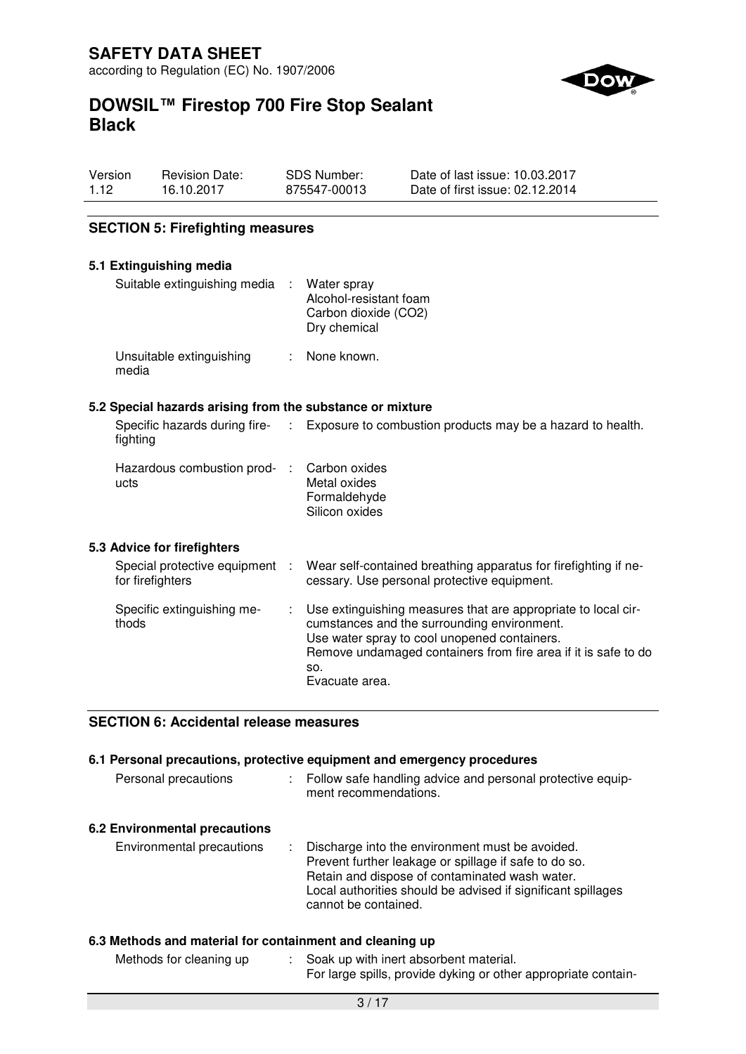## SECTION 5: Firefighting measures

### 5.1 Extinguishing media

| | | |
|---|---|---|
| Suitable extinguishing media | : | Water spray<br>Alcohol-resistant foam<br>Carbon dioxide ($CO_2$)<br>Dry chemical |
| Unsuitable extinguishing media | : | None known. |

### 5.2 Special hazards arising from the substance or mixture

| | | |
|---|---|---|
| Specific hazards during firefighting | : | Exposure to combustion products may be a hazard to health. |
| Hazardous combustion products | : | Carbon oxides<br>Metal oxides<br>Formaldehyde<br>Silicon oxides |

### 5.3 Advice for firefighters

| | | |
|---|---|---|
| Special protective equipment for firefighters | : | Wear self-contained breathing apparatus for firefighting if necessary. Use personal protective equipment. |
| Specific extinguishing methods | : | Use extinguishing measures that are appropriate to local circumstances and the surrounding environment.<br>Use water spray to cool unopened containers.<br>Remove undamaged containers from fire area if it is safe to do so.<br>Evacuate area. |

## SECTION 6: Accidental release measures

### 6.1 Personal precautions, protective equipment and emergency procedures

| | | |
|---|---|---|
| Personal precautions | : | Follow safe handling advice and personal protective equipment recommendations. |

### 6.2 Environmental precautions

| | | |
|---|---|---|
| Environmental precautions | : | Discharge into the environment must be avoided.<br>Prevent further leakage or spillage if safe to do so.<br>Retain and dispose of contaminated wash water.<br>Local authorities should be advised if significant spillages cannot be contained. |

### 6.3 Methods and material for containment and cleaning up

| | | |
|---|---|---|
| Methods for cleaning up | : | Soak up with inert absorbent material.<br>For large spills, provide dyking or other appropriate contain- |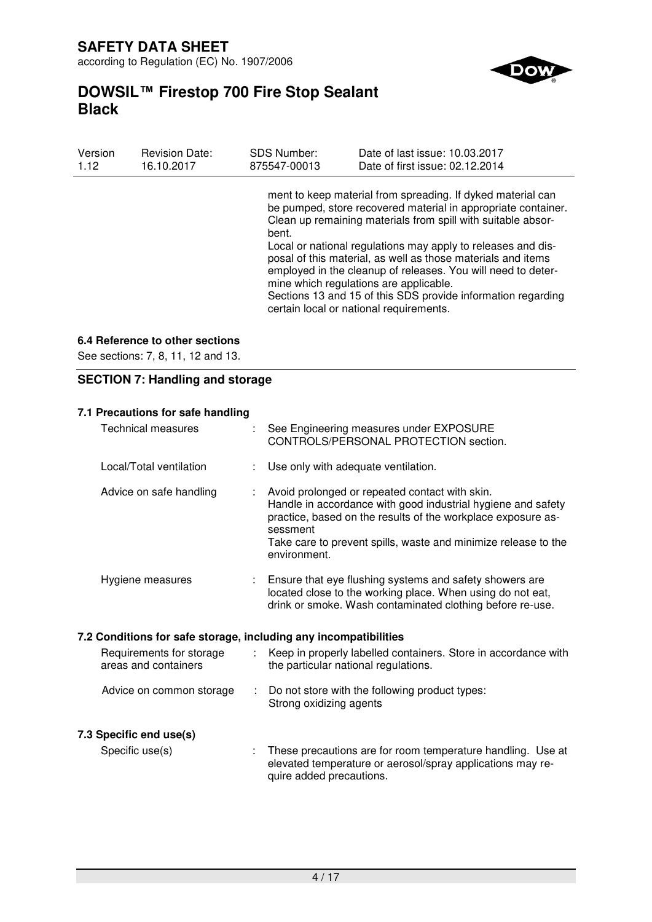ment to keep material from spreading. If dyked material can be pumped, store recovered material in appropriate container. Clean up remaining materials from spill with suitable absorbent.
Local or national regulations may apply to releases and disposal of this material, as well as those materials and items employed in the cleanup of releases. You will need to determine which regulations are applicable.
Sections 13 and 15 of this SDS provide information regarding certain local or national requirements.

### 6.4 Reference to other sections

See sections: 7, 8, 11, 12 and 13.

## SECTION 7: Handling and storage

### 7.1 Precautions for safe handling

| | |
|---|---|
| Technical measures | : See Engineering measures under EXPOSURE CONTROLS/PERSONAL PROTECTION section. |
| Local/Total ventilation | : Use only with adequate ventilation. |
| Advice on safe handling | : Avoid prolonged or repeated contact with skin. Handle in accordance with good industrial hygiene and safety practice, based on the results of the workplace exposure assessment. Take care to prevent spills, waste and minimize release to the environment. |
| Hygiene measures | : Ensure that eye flushing systems and safety showers are located close to the working place. When using do not eat, drink or smoke. Wash contaminated clothing before re-use. |

### 7.2 Conditions for safe storage, including any incompatibilities

| | |
|---|---|
| Requirements for storage areas and containers | : Keep in properly labelled containers. Store in accordance with the particular national regulations. |
| Advice on common storage | : Do not store with the following product types: Strong oxidizing agents |

### 7.3 Specific end use(s)

| | |
|---|---|
| Specific use(s) | : These precautions are for room temperature handling. Use at elevated temperature or aerosol/spray applications may require added precautions. |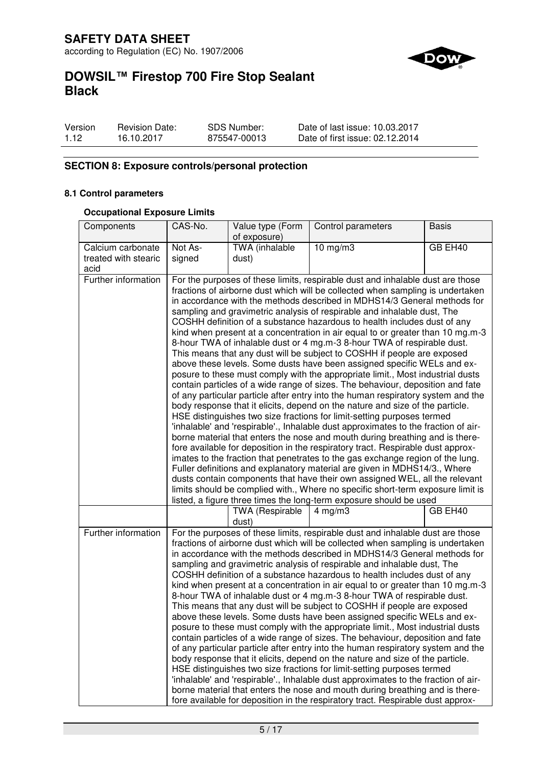## SECTION 8: Exposure controls/personal protection

### 8.1 Control parameters

#### Occupational Exposure Limits

| Components | CAS-No. | Value type (Form of exposure) | Control parameters | Basis |
|---|---|---|---|---|
| Calcium carbonate treated with stearic acid | Not Assigned | TWA (inhalable dust) | 10 mg/m3 | GB EH40 |
| Further information | For the purposes of these limits, respirable dust and inhalable dust are those fractions of airborne dust which will be collected when sampling is undertaken in accordance with the methods described in MDHS14/3 General methods for sampling and gravimetric analysis of respirable and inhalable dust, The COSHH definition of a substance hazardous to health includes dust of any kind when present at a concentration in air equal to or greater than 10 mg.m-3 8-hour TWA of inhalable dust or 4 mg.m-3 8-hour TWA of respirable dust. This means that any dust will be subject to COSHH if people are exposed above these levels. Some dusts have been assigned specific WELs and exposure to these must comply with the appropriate limit., Most industrial dusts contain particles of a wide range of sizes. The behaviour, deposition and fate of any particular particle after entry into the human respiratory system and the body response that it elicits, depend on the nature and size of the particle. HSE distinguishes two size fractions for limit-setting purposes termed 'inhalable' and 'respirable'., Inhalable dust approximates to the fraction of airborne material that enters the nose and mouth during breathing and is therefore available for deposition in the respiratory tract. Respirable dust approximates to the fraction that penetrates to the gas exchange region of the lung. Fuller definitions and explanatory material are given in MDHS14/3., Where dusts contain components that have their own assigned WEL, all the relevant limits should be complied with., Where no specific short-term exposure limit is listed, a figure three times the long-term exposure should be used | | | |
| | | TWA (Respirable dust) | 4 mg/m3 | GB EH40 |
| Further information | For the purposes of these limits, respirable dust and inhalable dust are those fractions of airborne dust which will be collected when sampling is undertaken in accordance with the methods described in MDHS14/3 General methods for sampling and gravimetric analysis of respirable and inhalable dust, The COSHH definition of a substance hazardous to health includes dust of any kind when present at a concentration in air equal to or greater than 10 mg.m-3 8-hour TWA of inhalable dust or 4 mg.m-3 8-hour TWA of respirable dust. This means that any dust will be subject to COSHH if people are exposed above these levels. Some dusts have been assigned specific WELs and exposure to these must comply with the appropriate limit., Most industrial dusts contain particles of a wide range of sizes. The behaviour, deposition and fate of any particular particle after entry into the human respiratory system and the body response that it elicits, depend on the nature and size of the particle. HSE distinguishes two size fractions for limit-setting purposes termed 'inhalable' and 'respirable'., Inhalable dust approximates to the fraction of airborne material that enters the nose and mouth during breathing and is therefore available for deposition in the respiratory tract. Respirable dust approx- | | | |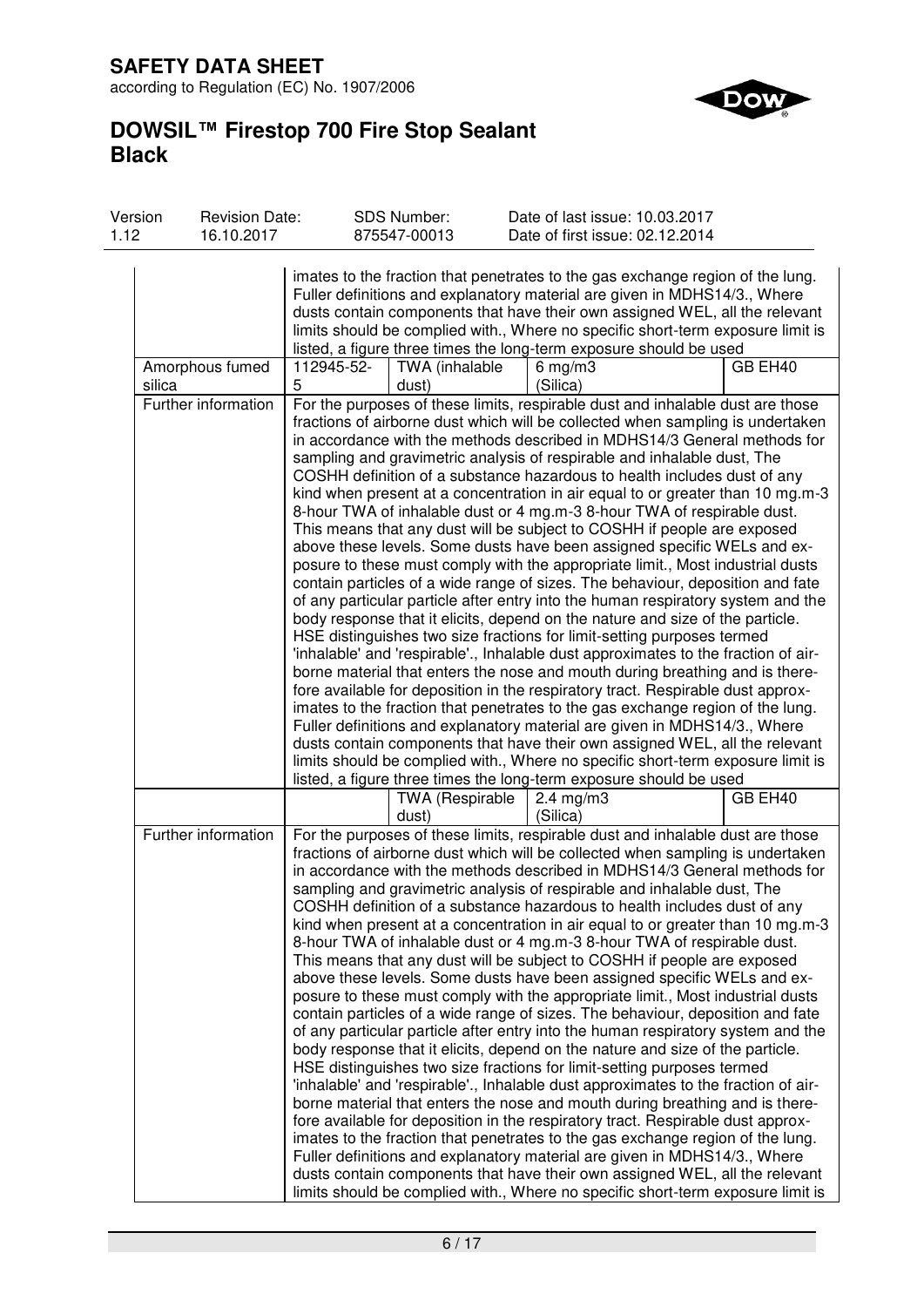| | | | | |
|---|---|---|---|---|
| | imates to the fraction that penetrates to the gas exchange region of the lung. Fuller definitions and explanatory material are given in MDHS14/3., Where dusts contain components that have their own assigned WEL, all the relevant limits should be complied with., Where no specific short-term exposure limit is listed, a figure three times the long-term exposure should be used | | | |
| Amorphous fumed silica | 112945-52-5 | TWA (inhalable dust) | 6 mg/m3 (Silica) | GB EH40 |
| Further information | For the purposes of these limits, respirable dust and inhalable dust are those fractions of airborne dust which will be collected when sampling is undertaken in accordance with the methods described in MDHS14/3 General methods for sampling and gravimetric analysis of respirable and inhalable dust, The COSHH definition of a substance hazardous to health includes dust of any kind when present at a concentration in air equal to or greater than 10 mg.m-3 8-hour TWA of inhalable dust or 4 mg.m-3 8-hour TWA of respirable dust. This means that any dust will be subject to COSHH if people are exposed above these levels. Some dusts have been assigned specific WELs and exposure to these must comply with the appropriate limit., Most industrial dusts contain particles of a wide range of sizes. The behaviour, deposition and fate of any particular particle after entry into the human respiratory system and the body response that it elicits, depend on the nature and size of the particle. HSE distinguishes two size fractions for limit-setting purposes termed 'inhalable' and 'respirable'., Inhalable dust approximates to the fraction of airborne material that enters the nose and mouth during breathing and is therefore available for deposition in the respiratory tract. Respirable dust approximates to the fraction that penetrates to the gas exchange region of the lung. Fuller definitions and explanatory material are given in MDHS14/3., Where dusts contain components that have their own assigned WEL, all the relevant limits should be complied with., Where no specific short-term exposure limit is listed, a figure three times the long-term exposure should be used | | | |
| | | TWA (Respirable dust) | 2.4 mg/m3 (Silica) | GB EH40 |
| Further information | For the purposes of these limits, respirable dust and inhalable dust are those fractions of airborne dust which will be collected when sampling is undertaken in accordance with the methods described in MDHS14/3 General methods for sampling and gravimetric analysis of respirable and inhalable dust, The COSHH definition of a substance hazardous to health includes dust of any kind when present at a concentration in air equal to or greater than 10 mg.m-3 8-hour TWA of inhalable dust or 4 mg.m-3 8-hour TWA of respirable dust. This means that any dust will be subject to COSHH if people are exposed above these levels. Some dusts have been assigned specific WELs and exposure to these must comply with the appropriate limit., Most industrial dusts contain particles of a wide range of sizes. The behaviour, deposition and fate of any particular particle after entry into the human respiratory system and the body response that it elicits, depend on the nature and size of the particle. HSE distinguishes two size fractions for limit-setting purposes termed 'inhalable' and 'respirable'., Inhalable dust approximates to the fraction of airborne material that enters the nose and mouth during breathing and is therefore available for deposition in the respiratory tract. Respirable dust approximates to the fraction that penetrates to the gas exchange region of the lung. Fuller definitions and explanatory material are given in MDHS14/3., Where dusts contain components that have their own assigned WEL, all the relevant limits should be complied with., Where no specific short-term exposure limit is | | | |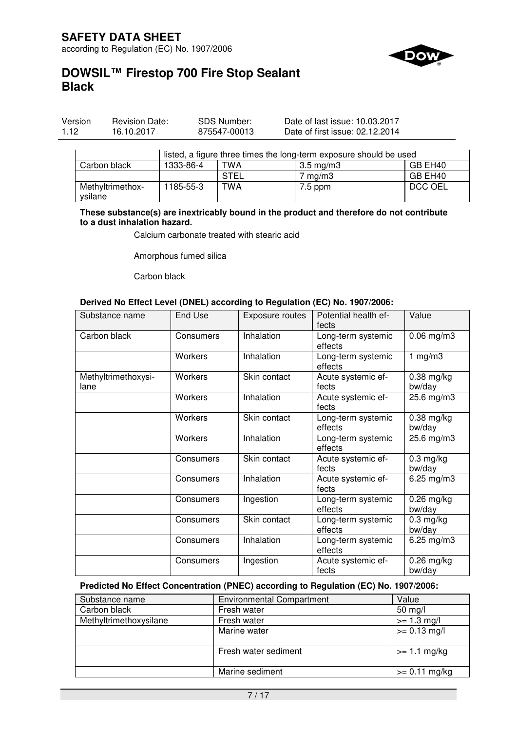| | listed, a figure three times the long-term exposure should be used | | | |
|---|---|---|---|---|
| Carbon black | 1333-86-4 | TWA | 3.5 mg/m3 | GB EH40 |
| | | STEL | 7 mg/m3 | GB EH40 |
| Methyltrimethoxysilane | 1185-55-3 | TWA | 7.5 ppm | DCC OEL |

**These substance(s) are inextricably bound in the product and therefore do not contribute to a dust inhalation hazard.**

Calcium carbonate treated with stearic acid

Amorphous fumed silica

Carbon black

**Derived No Effect Level (DNEL) according to Regulation (EC) No. 1907/2006:**

| Substance name | End Use | Exposure routes | Potential health effects | Value |
|---|---|---|---|---|
| Carbon black | Consumers | Inhalation | Long-term systemic effects | 0.06 mg/m3 |
| | Workers | Inhalation | Long-term systemic effects | 1 mg/m3 |
| Methyltrimethoxysilane | Workers | Skin contact | Acute systemic effects | 0.38 mg/kg bw/day |
| | Workers | Inhalation | Acute systemic effects | 25.6 mg/m3 |
| | Workers | Skin contact | Long-term systemic effects | 0.38 mg/kg bw/day |
| | Workers | Inhalation | Long-term systemic effects | 25.6 mg/m3 |
| | Consumers | Skin contact | Acute systemic effects | 0.3 mg/kg bw/day |
| | Consumers | Inhalation | Acute systemic effects | 6.25 mg/m3 |
| | Consumers | Ingestion | Long-term systemic effects | 0.26 mg/kg bw/day |
| | Consumers | Skin contact | Long-term systemic effects | 0.3 mg/kg bw/day |
| | Consumers | Inhalation | Long-term systemic effects | 6.25 mg/m3 |
| | Consumers | Ingestion | Acute systemic effects | 0.26 mg/kg bw/day |

**Predicted No Effect Concentration (PNEC) according to Regulation (EC) No. 1907/2006:**

| Substance name | Environmental Compartment | Value |
|---|---|---|
| Carbon black | Fresh water | 50 mg/l |
| Methyltrimethoxysilane | Fresh water | >= 1.3 mg/l |
| | Marine water | >= 0.13 mg/l |
| | Fresh water sediment | >= 1.1 mg/kg |
| | Marine sediment | >= 0.11 mg/kg |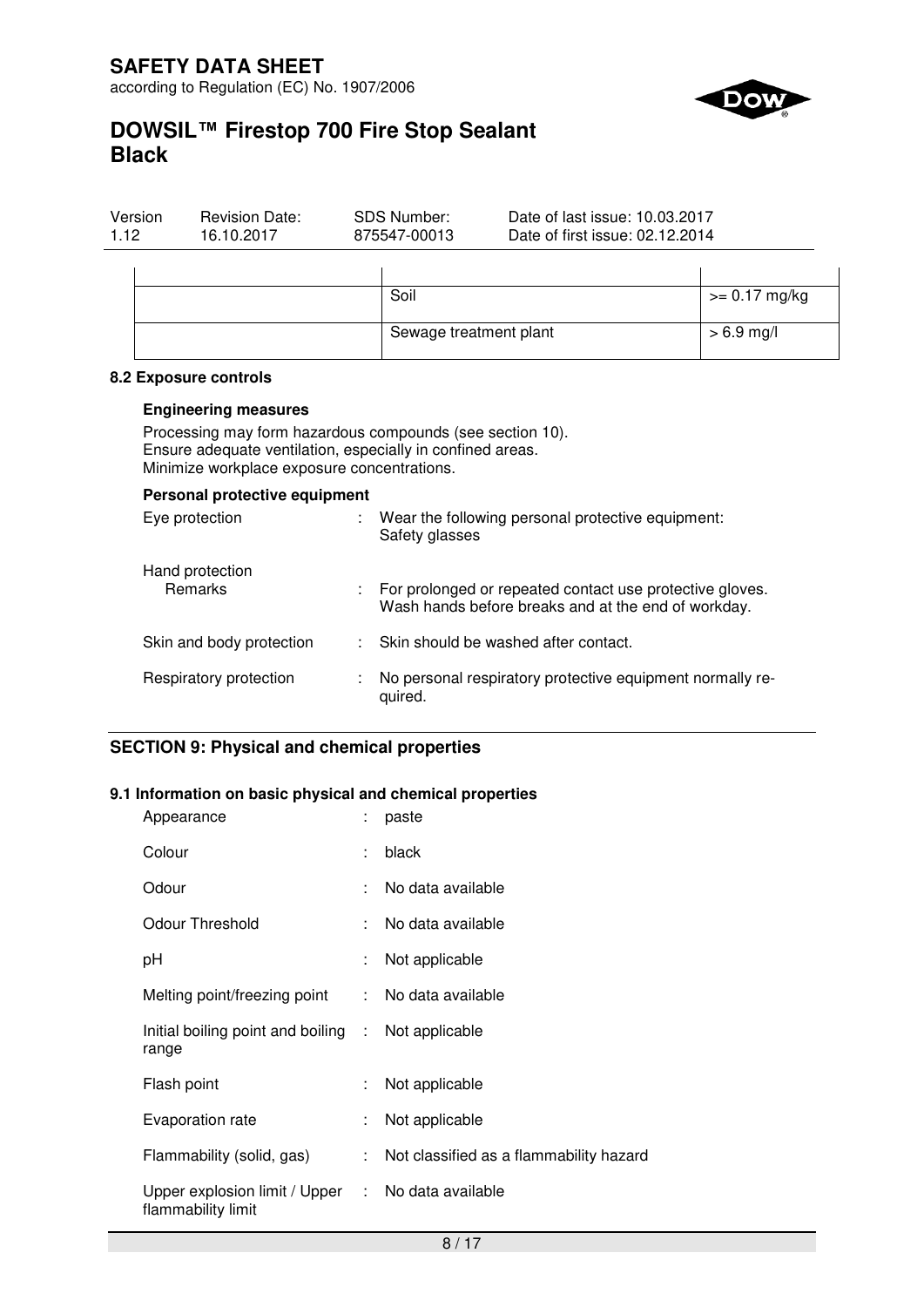| | | |
|---|---|---|
| | Soil | >= 0.17 mg/kg |
| | Sewage treatment plant | > 6.9 mg/l |

### 8.2 Exposure controls

**Engineering measures**

Processing may form hazardous compounds (see section 10).
Ensure adequate ventilation, especially in confined areas.
Minimize workplace exposure concentrations.

**Personal protective equipment**

| | | |
|---|---|---|
| Eye protection | : | Wear the following personal protective equipment: Safety glasses |
| Hand protection<br>Remarks | : | For prolonged or repeated contact use protective gloves. Wash hands before breaks and at the end of workday. |
| Skin and body protection | : | Skin should be washed after contact. |
| Respiratory protection | : | No personal respiratory protective equipment normally required. |

## SECTION 9: Physical and chemical properties

### 9.1 Information on basic physical and chemical properties

| | | |
|---|---|---|
| Appearance | : | paste |
| Colour | : | black |
| Odour | : | No data available |
| Odour Threshold | : | No data available |
| pH | : | Not applicable |
| Melting point/freezing point | : | No data available |
| Initial boiling point and boiling range | : | Not applicable |
| Flash point | : | Not applicable |
| Evaporation rate | : | Not applicable |
| Flammability (solid, gas) | : | Not classified as a flammability hazard |
| Upper explosion limit / Upper flammability limit | : | No data available |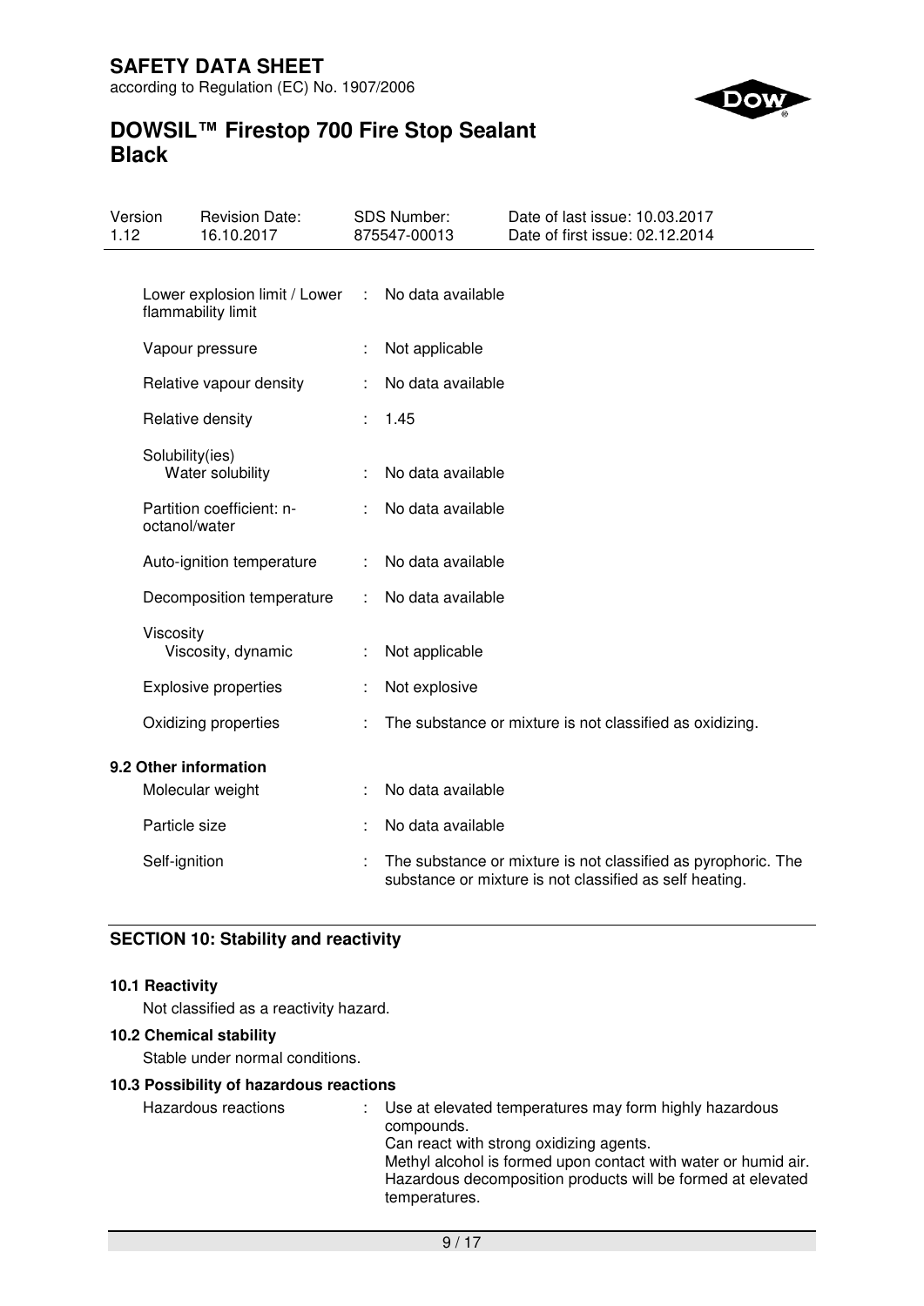| Property | | Value |
|---|---|---|
| Lower explosion limit / Lower flammability limit | : | No data available |
| Vapour pressure | : | Not applicable |
| Relative vapour density | : | No data available |
| Relative density | : | 1.45 |
| Solubility(ies) Water solubility | : | No data available |
| Partition coefficient: n-octanol/water | : | No data available |
| Auto-ignition temperature | : | No data available |
| Decomposition temperature | : | No data available |
| Viscosity Viscosity, dynamic | : | Not applicable |
| Explosive properties | : | Not explosive |
| Oxidizing properties | : | The substance or mixture is not classified as oxidizing. |

### 9.2 Other information

| Property | | Value |
|---|---|---|
| Molecular weight | : | No data available |
| Particle size | : | No data available |
| Self-ignition | : | The substance or mixture is not classified as pyrophoric. The substance or mixture is not classified as self heating. |

## SECTION 10: Stability and reactivity

### 10.1 Reactivity

Not classified as a reactivity hazard.

### 10.2 Chemical stability

Stable under normal conditions.

### 10.3 Possibility of hazardous reactions

Hazardous reactions : Use at elevated temperatures may form highly hazardous compounds.
Can react with strong oxidizing agents.
Methyl alcohol is formed upon contact with water or humid air.
Hazardous decomposition products will be formed at elevated temperatures.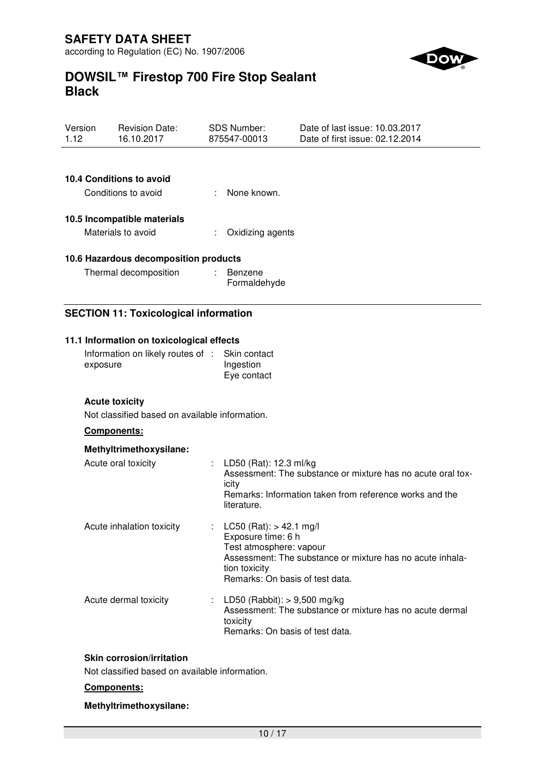### 10.4 Conditions to avoid

| | | |
|---|---|---|
| Conditions to avoid | : | None known. |

### 10.5 Incompatible materials

| | | |
|---|---|---|
| Materials to avoid | : | Oxidizing agents |

### 10.6 Hazardous decomposition products

| | | |
|---|---|---|
| Thermal decomposition | : | Benzene<br>Formaldehyde |

## SECTION 11: Toxicological information

### 11.1 Information on toxicological effects

| | | |
|---|---|---|
| Information on likely routes of exposure | : | Skin contact<br>Ingestion<br>Eye contact |

**Acute toxicity**

Not classified based on available information.

**Components:**

**Methyltrimethoxysilane:**

| | | |
|---|---|---|
| Acute oral toxicity | : | LD50 (Rat): 12.3 ml/kg<br>Assessment: The substance or mixture has no acute oral toxicity<br>Remarks: Information taken from reference works and the literature. |
| Acute inhalation toxicity | : | LC50 (Rat): > 42.1 mg/l<br>Exposure time: 6 h<br>Test atmosphere: vapour<br>Assessment: The substance or mixture has no acute inhalation toxicity<br>Remarks: On basis of test data. |
| Acute dermal toxicity | : | LD50 (Rabbit): > 9,500 mg/kg<br>Assessment: The substance or mixture has no acute dermal toxicity<br>Remarks: On basis of test data. |

**Skin corrosion/irritation**

Not classified based on available information.

**Components:**

**Methyltrimethoxysilane:**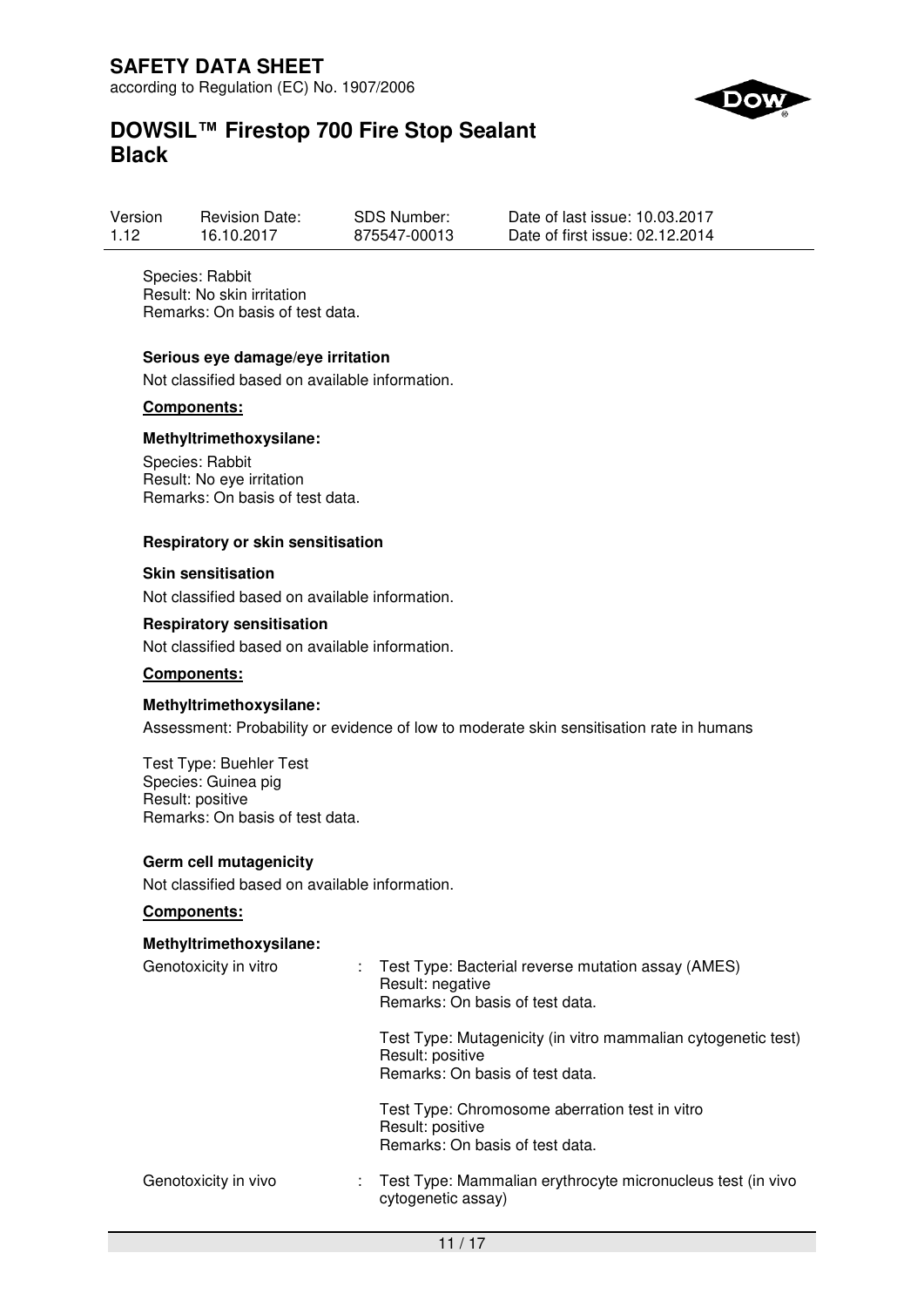Species: Rabbit
Result: No skin irritation
Remarks: On basis of test data.

**Serious eye damage/eye irritation**

Not classified based on available information.

**Components:**

**Methyltrimethoxysilane:**

Species: Rabbit
Result: No eye irritation
Remarks: On basis of test data.

**Respiratory or skin sensitisation**

**Skin sensitisation**

Not classified based on available information.

**Respiratory sensitisation**

Not classified based on available information.

**Components:**

**Methyltrimethoxysilane:**

Assessment: Probability or evidence of low to moderate skin sensitisation rate in humans

Test Type: Buehler Test
Species: Guinea pig
Result: positive
Remarks: On basis of test data.

**Germ cell mutagenicity**

Not classified based on available information.

**Components:**

**Methyltrimethoxysilane:**

| | | |
|---|---|---|
| Genotoxicity in vitro | : | Test Type: Bacterial reverse mutation assay (AMES)<br>Result: negative<br>Remarks: On basis of test data. |
| | | Test Type: Mutagenicity (in vitro mammalian cytogenetic test)<br>Result: positive<br>Remarks: On basis of test data. |
| | | Test Type: Chromosome aberration test in vitro<br>Result: positive<br>Remarks: On basis of test data. |
| Genotoxicity in vivo | : | Test Type: Mammalian erythrocyte micronucleus test (in vivo cytogenetic assay) |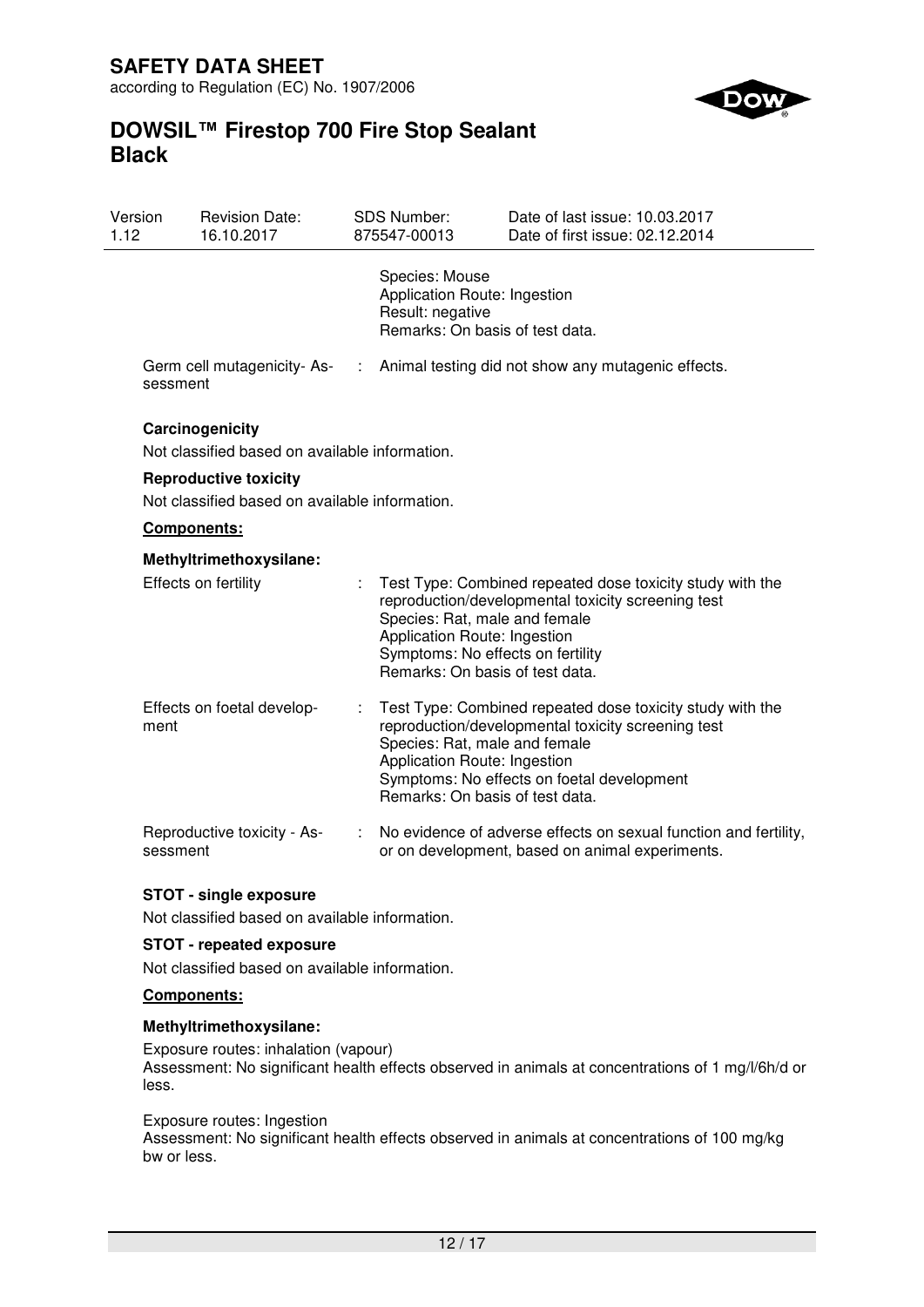Species: Mouse
Application Route: Ingestion
Result: negative
Remarks: On basis of test data.

Germ cell mutagenicity- Assessment : Animal testing did not show any mutagenic effects.

**Carcinogenicity**

Not classified based on available information.

**Reproductive toxicity**

Not classified based on available information.

**Components:**

**Methyltrimethoxysilane:**

Effects on fertility : Test Type: Combined repeated dose toxicity study with the reproduction/developmental toxicity screening test
Species: Rat, male and female
Application Route: Ingestion
Symptoms: No effects on fertility
Remarks: On basis of test data.

Effects on foetal development : Test Type: Combined repeated dose toxicity study with the reproduction/developmental toxicity screening test
Species: Rat, male and female
Application Route: Ingestion
Symptoms: No effects on foetal development
Remarks: On basis of test data.

Reproductive toxicity - Assessment : No evidence of adverse effects on sexual function and fertility, or on development, based on animal experiments.

**STOT - single exposure**

Not classified based on available information.

**STOT - repeated exposure**

Not classified based on available information.

**Components:**

**Methyltrimethoxysilane:**

Exposure routes: inhalation (vapour)
Assessment: No significant health effects observed in animals at concentrations of 1 mg/l/6h/d or less.

Exposure routes: Ingestion
Assessment: No significant health effects observed in animals at concentrations of 100 mg/kg bw or less.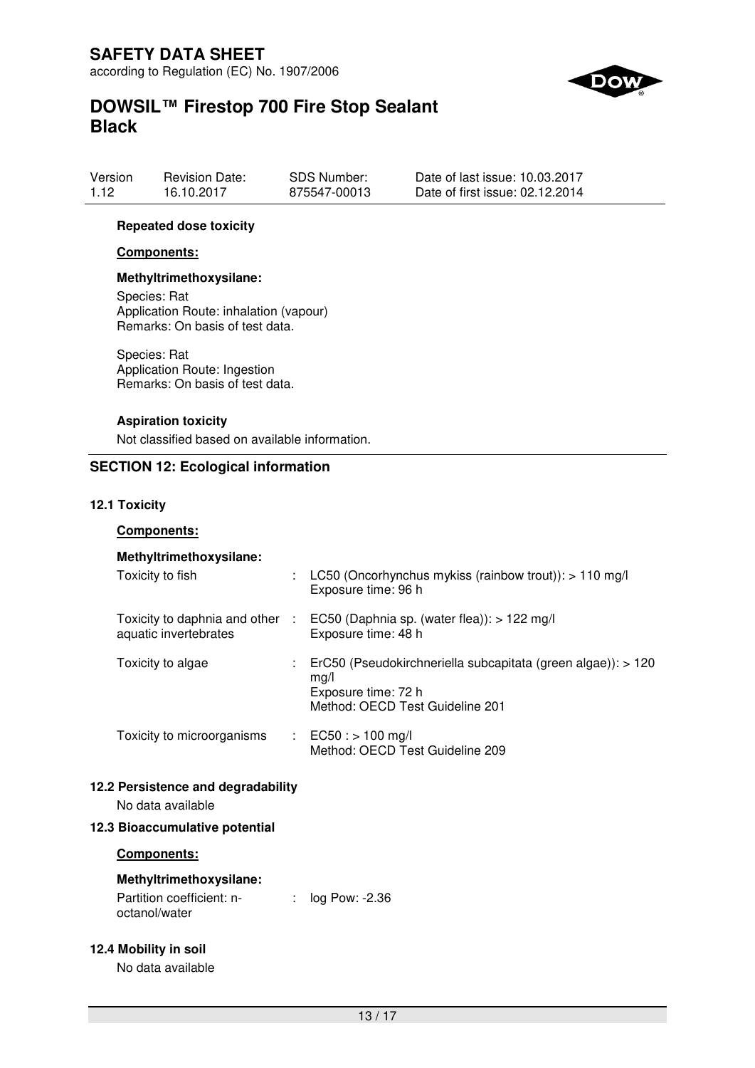**Repeated dose toxicity**

**Components:**

**Methyltrimethoxysilane:**

Species: Rat
Application Route: inhalation (vapour)
Remarks: On basis of test data.

Species: Rat
Application Route: Ingestion
Remarks: On basis of test data.

**Aspiration toxicity**

Not classified based on available information.

## SECTION 12: Ecological information

### 12.1 Toxicity

**Components:**

**Methyltrimethoxysilane:**

| | | |
|---|---|---|
| Toxicity to fish | : | LC50 (Oncorhynchus mykiss (rainbow trout)): > 110 mg/l<br>Exposure time: 96 h |
| Toxicity to daphnia and other aquatic invertebrates | : | EC50 (Daphnia sp. (water flea)): > 122 mg/l<br>Exposure time: 48 h |
| Toxicity to algae | : | ErC50 (Pseudokirchneriella subcapitata (green algae)): > 120 mg/l<br>Exposure time: 72 h<br>Method: OECD Test Guideline 201 |
| Toxicity to microorganisms | : | EC50 : > 100 mg/l<br>Method: OECD Test Guideline 209 |

### 12.2 Persistence and degradability

No data available

### 12.3 Bioaccumulative potential

**Components:**

**Methyltrimethoxysilane:**

| | | |
|---|---|---|
| Partition coefficient: n-octanol/water | : | log Pow: -2.36 |

### 12.4 Mobility in soil

No data available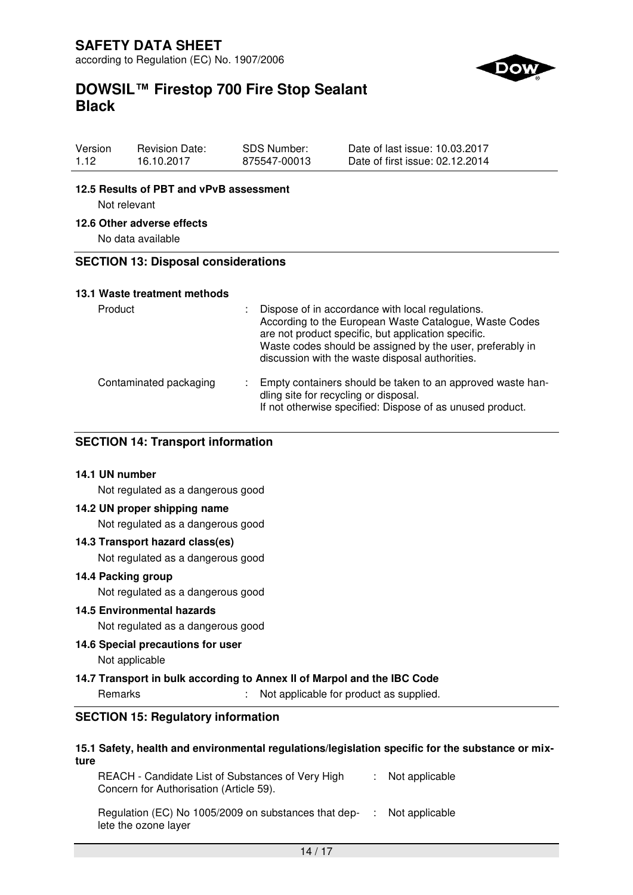### 12.5 Results of PBT and vPvB assessment

Not relevant

### 12.6 Other adverse effects

No data available

## SECTION 13: Disposal considerations

### 13.1 Waste treatment methods

| | | |
|---|---|---|
| Product | : | Dispose of in accordance with local regulations. According to the European Waste Catalogue, Waste Codes are not product specific, but application specific. Waste codes should be assigned by the user, preferably in discussion with the waste disposal authorities. |
| Contaminated packaging | : | Empty containers should be taken to an approved waste handling site for recycling or disposal. If not otherwise specified: Dispose of as unused product. |

## SECTION 14: Transport information

### 14.1 UN number

Not regulated as a dangerous good

### 14.2 UN proper shipping name

Not regulated as a dangerous good

### 14.3 Transport hazard class(es)

Not regulated as a dangerous good

### 14.4 Packing group

Not regulated as a dangerous good

### 14.5 Environmental hazards

Not regulated as a dangerous good

### 14.6 Special precautions for user

Not applicable

### 14.7 Transport in bulk according to Annex II of Marpol and the IBC Code

Remarks : Not applicable for product as supplied.

## SECTION 15: Regulatory information

### 15.1 Safety, health and environmental regulations/legislation specific for the substance or mixture

| | | |
|---|---|---|
| REACH - Candidate List of Substances of Very High Concern for Authorisation (Article 59). | : | Not applicable |
| Regulation (EC) No 1005/2009 on substances that deplete the ozone layer | : | Not applicable |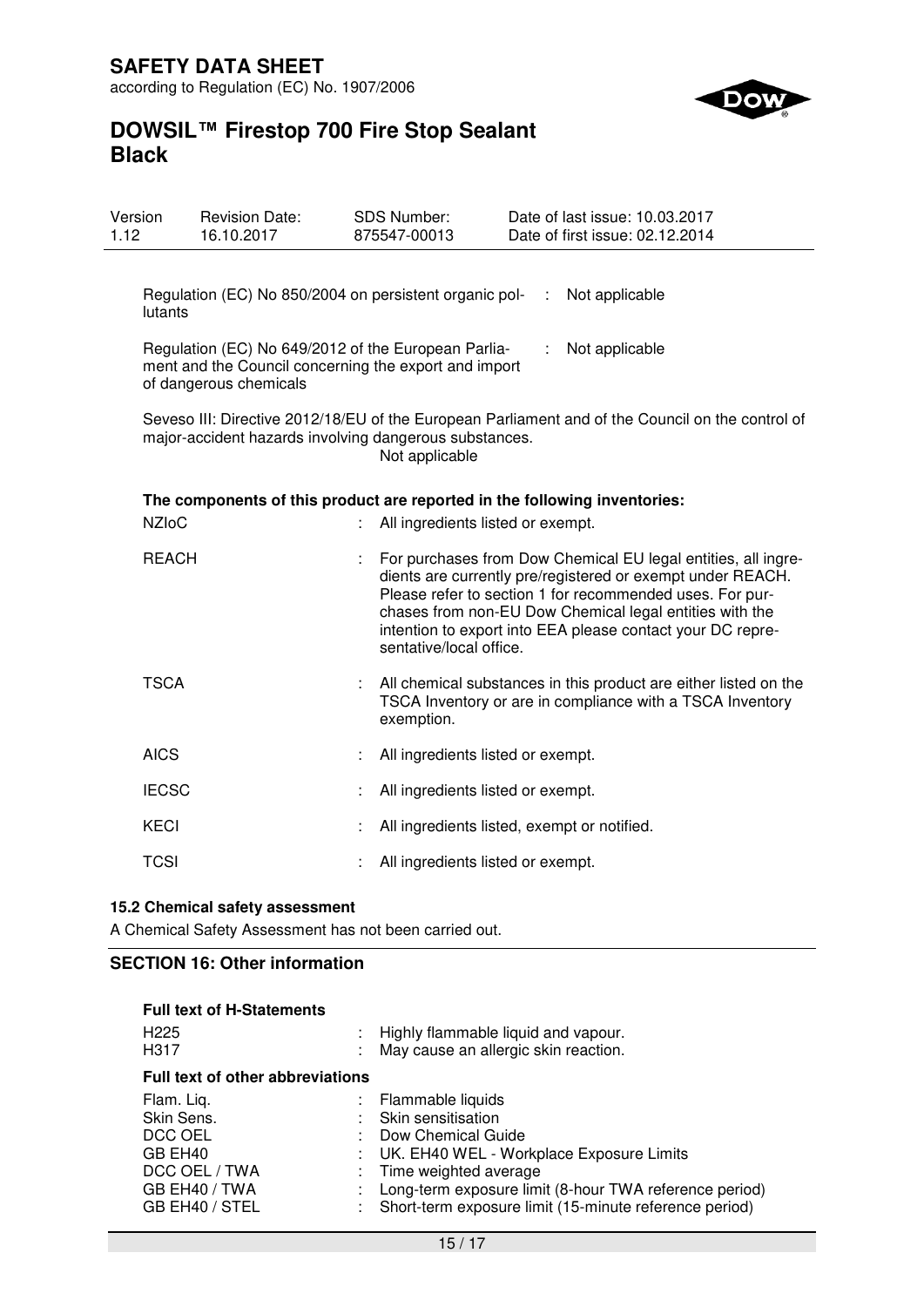Regulation (EC) No 850/2004 on persistent organic pollutants : Not applicable

Regulation (EC) No 649/2012 of the European Parliament and the Council concerning the export and import of dangerous chemicals : Not applicable

Seveso III: Directive 2012/18/EU of the European Parliament and of the Council on the control of major-accident hazards involving dangerous substances.
Not applicable

**The components of this product are reported in the following inventories:**

| | |
|---|---|
| NZIoC | : All ingredients listed or exempt. |
| REACH | : For purchases from Dow Chemical EU legal entities, all ingredients are currently pre/registered or exempt under REACH. Please refer to section 1 for recommended uses. For purchases from non-EU Dow Chemical legal entities with the intention to export into EEA please contact your DC representative/local office. |
| TSCA | : All chemical substances in this product are either listed on the TSCA Inventory or are in compliance with a TSCA Inventory exemption. |
| AICS | : All ingredients listed or exempt. |
| IECSC | : All ingredients listed or exempt. |
| KECI | : All ingredients listed, exempt or notified. |
| TCSI | : All ingredients listed or exempt. |

### 15.2 Chemical safety assessment

A Chemical Safety Assessment has not been carried out.

## SECTION 16: Other information

**Full text of H-Statements**

| | |
|---|---|
| H225 | : Highly flammable liquid and vapour. |
| H317 | : May cause an allergic skin reaction. |

**Full text of other abbreviations**

| | |
|---|---|
| Flam. Liq. | : Flammable liquids |
| Skin Sens. | : Skin sensitisation |
| DCC OEL | : Dow Chemical Guide |
| GB EH40 | : UK. EH40 WEL - Workplace Exposure Limits |
| DCC OEL / TWA | : Time weighted average |
| GB EH40 / TWA | : Long-term exposure limit (8-hour TWA reference period) |
| GB EH40 / STEL | : Short-term exposure limit (15-minute reference period) |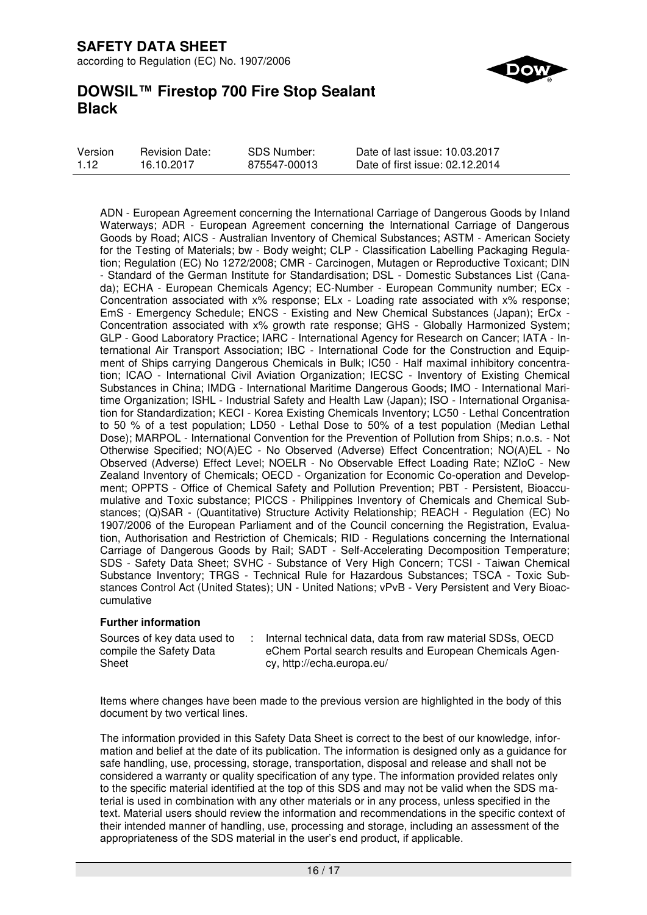ADN - European Agreement concerning the International Carriage of Dangerous Goods by Inland Waterways; ADR - European Agreement concerning the International Carriage of Dangerous Goods by Road; AICS - Australian Inventory of Chemical Substances; ASTM - American Society for the Testing of Materials; bw - Body weight; CLP - Classification Labelling Packaging Regulation; Regulation (EC) No 1272/2008; CMR - Carcinogen, Mutagen or Reproductive Toxicant; DIN - Standard of the German Institute for Standardisation; DSL - Domestic Substances List (Canada); ECHA - European Chemicals Agency; EC-Number - European Community number; ECx - Concentration associated with x% response; ELx - Loading rate associated with x% response; EmS - Emergency Schedule; ENCS - Existing and New Chemical Substances (Japan); ErCx - Concentration associated with x% growth rate response; GHS - Globally Harmonized System; GLP - Good Laboratory Practice; IARC - International Agency for Research on Cancer; IATA - International Air Transport Association; IBC - International Code for the Construction and Equipment of Ships carrying Dangerous Chemicals in Bulk; IC50 - Half maximal inhibitory concentration; ICAO - International Civil Aviation Organization; IECSC - Inventory of Existing Chemical Substances in China; IMDG - International Maritime Dangerous Goods; IMO - International Maritime Organization; ISHL - Industrial Safety and Health Law (Japan); ISO - International Organisation for Standardization; KECI - Korea Existing Chemicals Inventory; LC50 - Lethal Concentration to 50 % of a test population; LD50 - Lethal Dose to 50% of a test population (Median Lethal Dose); MARPOL - International Convention for the Prevention of Pollution from Ships; n.o.s. - Not Otherwise Specified; NO(A)EC - No Observed (Adverse) Effect Concentration; NO(A)EL - No Observed (Adverse) Effect Level; NOELR - No Observable Effect Loading Rate; NZIoC - New Zealand Inventory of Chemicals; OECD - Organization for Economic Co-operation and Development; OPPTS - Office of Chemical Safety and Pollution Prevention; PBT - Persistent, Bioaccumulative and Toxic substance; PICCS - Philippines Inventory of Chemicals and Chemical Substances; (Q)SAR - (Quantitative) Structure Activity Relationship; REACH - Regulation (EC) No 1907/2006 of the European Parliament and of the Council concerning the Registration, Evaluation, Authorisation and Restriction of Chemicals; RID - Regulations concerning the International Carriage of Dangerous Goods by Rail; SADT - Self-Accelerating Decomposition Temperature; SDS - Safety Data Sheet; SVHC - Substance of Very High Concern; TCSI - Taiwan Chemical Substance Inventory; TRGS - Technical Rule for Hazardous Substances; TSCA - Toxic Substances Control Act (United States); UN - United Nations; vPvB - Very Persistent and Very Bioaccumulative

**Further information**

| | | |
|---|---|---|
| Sources of key data used to compile the Safety Data Sheet | : | Internal technical data, data from raw material SDSs, OECD eChem Portal search results and European Chemicals Agency, http://echa.europa.eu/ |

Items where changes have been made to the previous version are highlighted in the body of this document by two vertical lines.

The information provided in this Safety Data Sheet is correct to the best of our knowledge, information and belief at the date of its publication. The information is designed only as a guidance for safe handling, use, processing, storage, transportation, disposal and release and shall not be considered a warranty or quality specification of any type. The information provided relates only to the specific material identified at the top of this SDS and may not be valid when the SDS material is used in combination with any other materials or in any process, unless specified in the text. Material users should review the information and recommendations in the specific context of their intended manner of handling, use, processing and storage, including an assessment of the appropriateness of the SDS material in the user's end product, if applicable.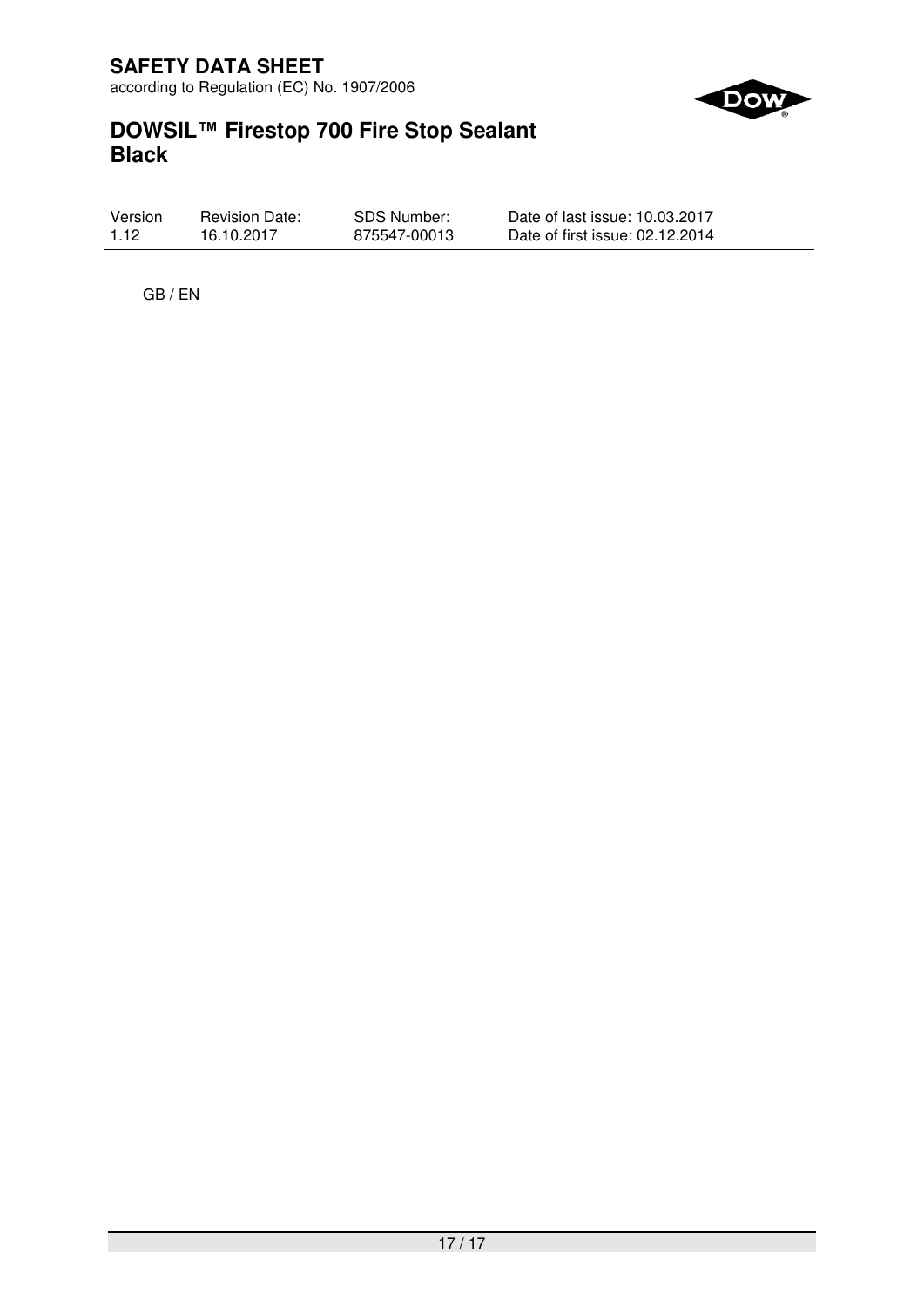GB / EN